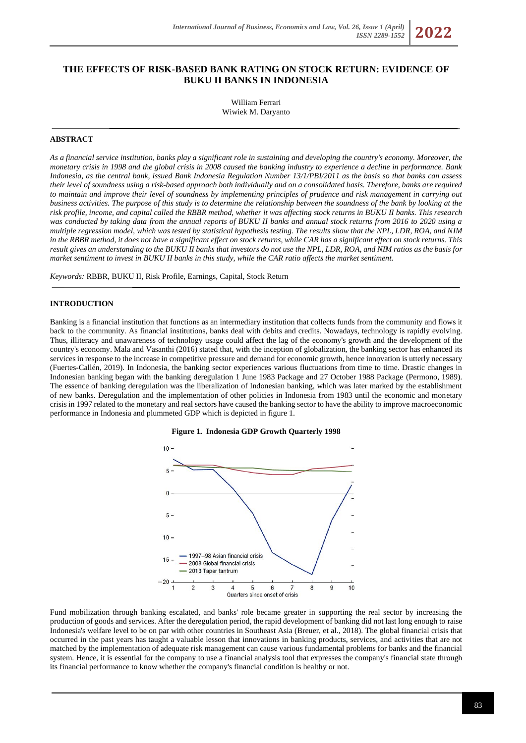# THE EFFECTS OF RISK-BASED BANK RATING ON STOCK RETURN: EVIDENCE OF BUKU II BANKS IN INDONESIA

William Ferrari
Wiwiek M. Daryanto

## ABSTRACT

*As a financial service institution, banks play a significant role in sustaining and developing the country's economy. Moreover, the monetary crisis in 1998 and the global crisis in 2008 caused the banking industry to experience a decline in performance. Bank Indonesia, as the central bank, issued Bank Indonesia Regulation Number 13/1/PBI/2011 as the basis so that banks can assess their level of soundness using a risk-based approach both individually and on a consolidated basis. Therefore, banks are required to maintain and improve their level of soundness by implementing principles of prudence and risk management in carrying out business activities. The purpose of this study is to determine the relationship between the soundness of the bank by looking at the risk profile, income, and capital called the RBBR method, whether it was affecting stock returns in BUKU II banks. This research was conducted by taking data from the annual reports of BUKU II banks and annual stock returns from 2016 to 2020 using a multiple regression model, which was tested by statistical hypothesis testing. The results show that the NPL, LDR, ROA, and NIM in the RBBR method, it does not have a significant effect on stock returns, while CAR has a significant effect on stock returns. This result gives an understanding to the BUKU II banks that investors do not use the NPL, LDR, ROA, and NIM ratios as the basis for market sentiment to invest in BUKU II banks in this study, while the CAR ratio affects the market sentiment.*

*Keywords:* RBBR, BUKU II, Risk Profile, Earnings, Capital, Stock Return

## INTRODUCTION

Banking is a financial institution that functions as an intermediary institution that collects funds from the community and flows it back to the community. As financial institutions, banks deal with debits and credits. Nowadays, technology is rapidly evolving. Thus, illiteracy and unawareness of technology usage could affect the lag of the economy's growth and the development of the country's economy. Mala and Vasanthi (2016) stated that, with the inception of globalization, the banking sector has enhanced its services in response to the increase in competitive pressure and demand for economic growth, hence innovation is utterly necessary (Fuertes-Callén, 2019). In Indonesia, the banking sector experiences various fluctuations from time to time. Drastic changes in Indonesian banking began with the banking deregulation 1 June 1983 Package and 27 October 1988 Package (Permono, 1989). The essence of banking deregulation was the liberalization of Indonesian banking, which was later marked by the establishment of new banks. Deregulation and the implementation of other policies in Indonesia from 1983 until the economic and monetary crisis in 1997 related to the monetary and real sectors have caused the banking sector to have the ability to improve macroeconomic performance in Indonesia and plummeted GDP which is depicted in figure 1.

**Figure 1. Indonesia GDP Growth Quarterly 1998**

Fund mobilization through banking escalated, and banks' role became greater in supporting the real sector by increasing the production of goods and services. After the deregulation period, the rapid development of banking did not last long enough to raise Indonesia's welfare level to be on par with other countries in Southeast Asia (Breuer, et al., 2018). The global financial crisis that occurred in the past years has taught a valuable lesson that innovations in banking products, services, and activities that are not matched by the implementation of adequate risk management can cause various fundamental problems for banks and the financial system. Hence, it is essential for the company to use a financial analysis tool that expresses the company's financial state through its financial performance to know whether the company's financial condition is healthy or not.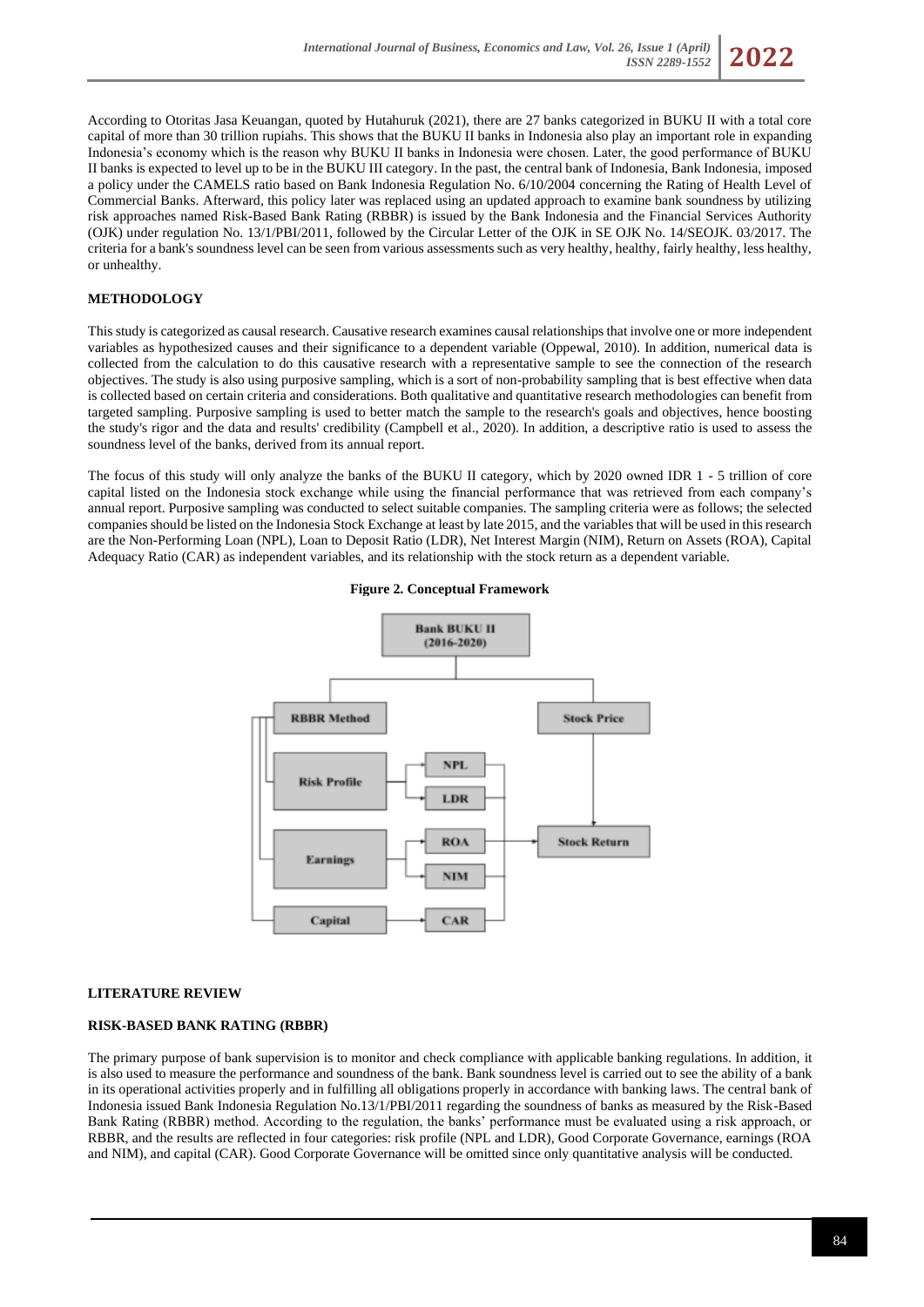According to Otoritas Jasa Keuangan, quoted by Hutahuruk (2021), there are 27 banks categorized in BUKU II with a total core capital of more than 30 trillion rupiahs. This shows that the BUKU II banks in Indonesia also play an important role in expanding Indonesia's economy which is the reason why BUKU II banks in Indonesia were chosen. Later, the good performance of BUKU II banks is expected to level up to be in the BUKU III category. In the past, the central bank of Indonesia, Bank Indonesia, imposed a policy under the CAMELS ratio based on Bank Indonesia Regulation No. 6/10/2004 concerning the Rating of Health Level of Commercial Banks. Afterward, this policy later was replaced using an updated approach to examine bank soundness by utilizing risk approaches named Risk-Based Bank Rating (RBBR) is issued by the Bank Indonesia and the Financial Services Authority (OJK) under regulation No. 13/1/PBI/2011, followed by the Circular Letter of the OJK in SE OJK No. 14/SEOJK. 03/2017. The criteria for a bank's soundness level can be seen from various assessments such as very healthy, healthy, fairly healthy, less healthy, or unhealthy.

## METHODOLOGY

This study is categorized as causal research. Causative research examines causal relationships that involve one or more independent variables as hypothesized causes and their significance to a dependent variable (Oppewal, 2010). In addition, numerical data is collected from the calculation to do this causative research with a representative sample to see the connection of the research objectives. The study is also using purposive sampling, which is a sort of non-probability sampling that is best effective when data is collected based on certain criteria and considerations. Both qualitative and quantitative research methodologies can benefit from targeted sampling. Purposive sampling is used to better match the sample to the research's goals and objectives, hence boosting the study's rigor and the data and results' credibility (Campbell et al., 2020). In addition, a descriptive ratio is used to assess the soundness level of the banks, derived from its annual report.

The focus of this study will only analyze the banks of the BUKU II category, which by 2020 owned IDR 1 - 5 trillion of core capital listed on the Indonesia stock exchange while using the financial performance that was retrieved from each company's annual report. Purposive sampling was conducted to select suitable companies. The sampling criteria were as follows; the selected companies should be listed on the Indonesia Stock Exchange at least by late 2015, and the variables that will be used in this research are the Non-Performing Loan (NPL), Loan to Deposit Ratio (LDR), Net Interest Margin (NIM), Return on Assets (ROA), Capital Adequacy Ratio (CAR) as independent variables, and its relationship with the stock return as a dependent variable.

**Figure 2. Conceptual Framework**

Bank BUKU II (2016-2020)

RBBR Method | Stock Price

Risk Profile → NPL, LDR

Earnings → ROA, NIM

Capital → CAR

Stock Return

## LITERATURE REVIEW

### RISK-BASED BANK RATING (RBBR)

The primary purpose of bank supervision is to monitor and check compliance with applicable banking regulations. In addition, it is also used to measure the performance and soundness of the bank. Bank soundness level is carried out to see the ability of a bank in its operational activities properly and in fulfilling all obligations properly in accordance with banking laws. The central bank of Indonesia issued Bank Indonesia Regulation No.13/1/PBI/2011 regarding the soundness of banks as measured by the Risk-Based Bank Rating (RBBR) method. According to the regulation, the banks' performance must be evaluated using a risk approach, or RBBR, and the results are reflected in four categories: risk profile (NPL and LDR), Good Corporate Governance, earnings (ROA and NIM), and capital (CAR). Good Corporate Governance will be omitted since only quantitative analysis will be conducted.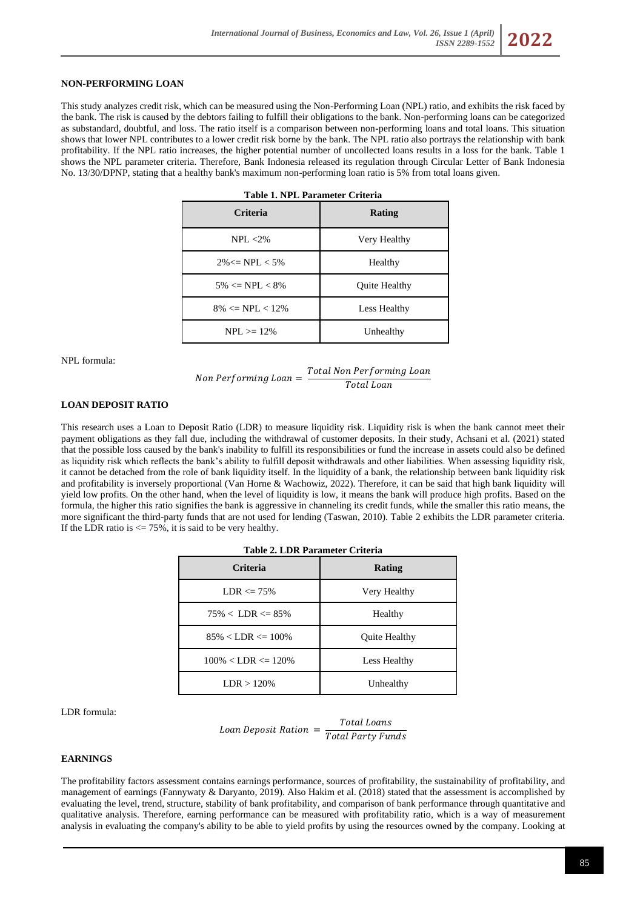## NON-PERFORMING LOAN

This study analyzes credit risk, which can be measured using the Non-Performing Loan (NPL) ratio, and exhibits the risk faced by the bank. The risk is caused by the debtors failing to fulfill their obligations to the bank. Non-performing loans can be categorized as substandard, doubtful, and loss. The ratio itself is a comparison between non-performing loans and total loans. This situation shows that lower NPL contributes to a lower credit risk borne by the bank. The NPL ratio also portrays the relationship with bank profitability. If the NPL ratio increases, the higher potential number of uncollected loans results in a loss for the bank. Table 1 shows the NPL parameter criteria. Therefore, Bank Indonesia released its regulation through Circular Letter of Bank Indonesia No. 13/30/DPNP, stating that a healthy bank's maximum non-performing loan ratio is 5% from total loans given.

**Table 1. NPL Parameter Criteria**

| Criteria | Rating |
|---|---|
| NPL <2% | Very Healthy |
| 2%<= NPL < 5% | Healthy |
| 5% <= NPL < 8% | Quite Healthy |
| 8% <= NPL < 12% | Less Healthy |
| NPL >= 12% | Unhealthy |

NPL formula:

$$Non\ Performing\ Loan = \frac{Total\ Non\ Performing\ Loan}{Total\ Loan}$$

## LOAN DEPOSIT RATIO

This research uses a Loan to Deposit Ratio (LDR) to measure liquidity risk. Liquidity risk is when the bank cannot meet their payment obligations as they fall due, including the withdrawal of customer deposits. In their study, Achsani et al. (2021) stated that the possible loss caused by the bank's inability to fulfill its responsibilities or fund the increase in assets could also be defined as liquidity risk which reflects the bank's ability to fulfill deposit withdrawals and other liabilities. When assessing liquidity risk, it cannot be detached from the role of bank liquidity itself. In the liquidity of a bank, the relationship between bank liquidity risk and profitability is inversely proportional (Van Horne & Wachowiz, 2022). Therefore, it can be said that high bank liquidity will yield low profits. On the other hand, when the level of liquidity is low, it means the bank will produce high profits. Based on the formula, the higher this ratio signifies the bank is aggressive in channeling its credit funds, while the smaller this ratio means, the more significant the third-party funds that are not used for lending (Taswan, 2010). Table 2 exhibits the LDR parameter criteria. If the LDR ratio is <= 75%, it is said to be very healthy.

**Table 2. LDR Parameter Criteria**

| Criteria | Rating |
|---|---|
| LDR <= 75% | Very Healthy |
| 75% < LDR <= 85% | Healthy |
| 85% < LDR <= 100% | Quite Healthy |
| 100% < LDR <= 120% | Less Healthy |
| LDR > 120% | Unhealthy |

LDR formula:

$$Loan\ Deposit\ Ration = \frac{Total\ Loans}{Total\ Party\ Funds}$$

## EARNINGS

The profitability factors assessment contains earnings performance, sources of profitability, the sustainability of profitability, and management of earnings (Fannywaty & Daryanto, 2019). Also Hakim et al. (2018) stated that the assessment is accomplished by evaluating the level, trend, structure, stability of bank profitability, and comparison of bank performance through quantitative and qualitative analysis. Therefore, earning performance can be measured with profitability ratio, which is a way of measurement analysis in evaluating the company's ability to be able to yield profits by using the resources owned by the company. Looking at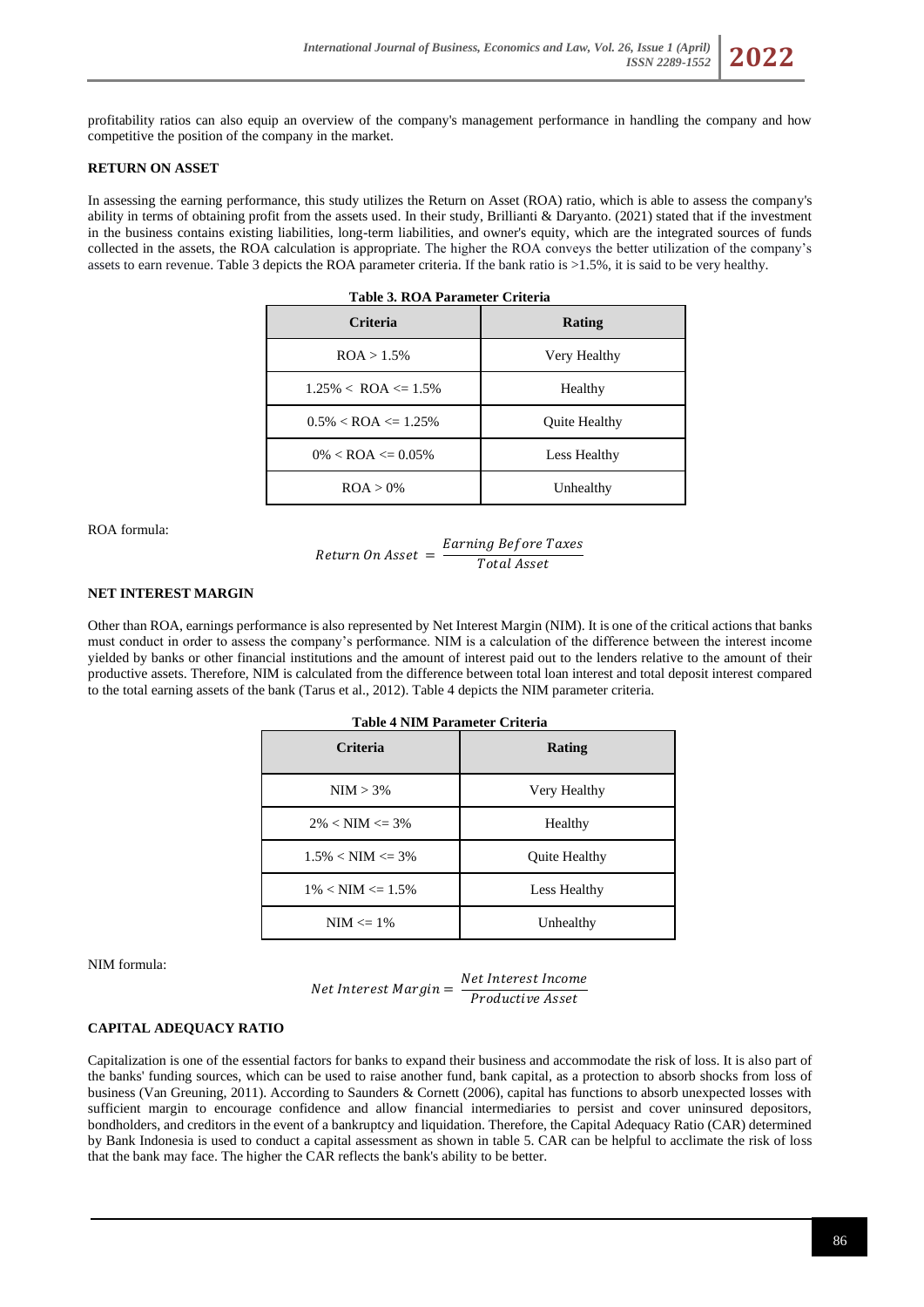profitability ratios can also equip an overview of the company's management performance in handling the company and how competitive the position of the company in the market.

## RETURN ON ASSET

In assessing the earning performance, this study utilizes the Return on Asset (ROA) ratio, which is able to assess the company's ability in terms of obtaining profit from the assets used. In their study, Brillianti & Daryanto. (2021) stated that if the investment in the business contains existing liabilities, long-term liabilities, and owner's equity, which are the integrated sources of funds collected in the assets, the ROA calculation is appropriate. The higher the ROA conveys the better utilization of the company's assets to earn revenue. Table 3 depicts the ROA parameter criteria. If the bank ratio is >1.5%, it is said to be very healthy.

**Table 3. ROA Parameter Criteria**

| Criteria | Rating |
|---|---|
| ROA > 1.5% | Very Healthy |
| 1.25% < ROA <= 1.5% | Healthy |
| 0.5% < ROA <= 1.25% | Quite Healthy |
| 0% < ROA <= 0.05% | Less Healthy |
| ROA > 0% | Unhealthy |

ROA formula:

$$Return\ On\ Asset = \frac{Earning\ Before\ Taxes}{Total\ Asset}$$

## NET INTEREST MARGIN

Other than ROA, earnings performance is also represented by Net Interest Margin (NIM). It is one of the critical actions that banks must conduct in order to assess the company's performance. NIM is a calculation of the difference between the interest income yielded by banks or other financial institutions and the amount of interest paid out to the lenders relative to the amount of their productive assets. Therefore, NIM is calculated from the difference between total loan interest and total deposit interest compared to the total earning assets of the bank (Tarus et al., 2012). Table 4 depicts the NIM parameter criteria.

**Table 4 NIM Parameter Criteria**

| Criteria | Rating |
|---|---|
| NIM > 3% | Very Healthy |
| 2% < NIM <= 3% | Healthy |
| 1.5% < NIM <= 3% | Quite Healthy |
| 1% < NIM <= 1.5% | Less Healthy |
| NIM <= 1% | Unhealthy |

NIM formula:

$$Net\ Interest\ Margin = \frac{Net\ Interest\ Income}{Productive\ Asset}$$

## CAPITAL ADEQUACY RATIO

Capitalization is one of the essential factors for banks to expand their business and accommodate the risk of loss. It is also part of the banks' funding sources, which can be used to raise another fund, bank capital, as a protection to absorb shocks from loss of business (Van Greuning, 2011). According to Saunders & Cornett (2006), capital has functions to absorb unexpected losses with sufficient margin to encourage confidence and allow financial intermediaries to persist and cover uninsured depositors, bondholders, and creditors in the event of a bankruptcy and liquidation. Therefore, the Capital Adequacy Ratio (CAR) determined by Bank Indonesia is used to conduct a capital assessment as shown in table 5. CAR can be helpful to acclimate the risk of loss that the bank may face. The higher the CAR reflects the bank's ability to be better.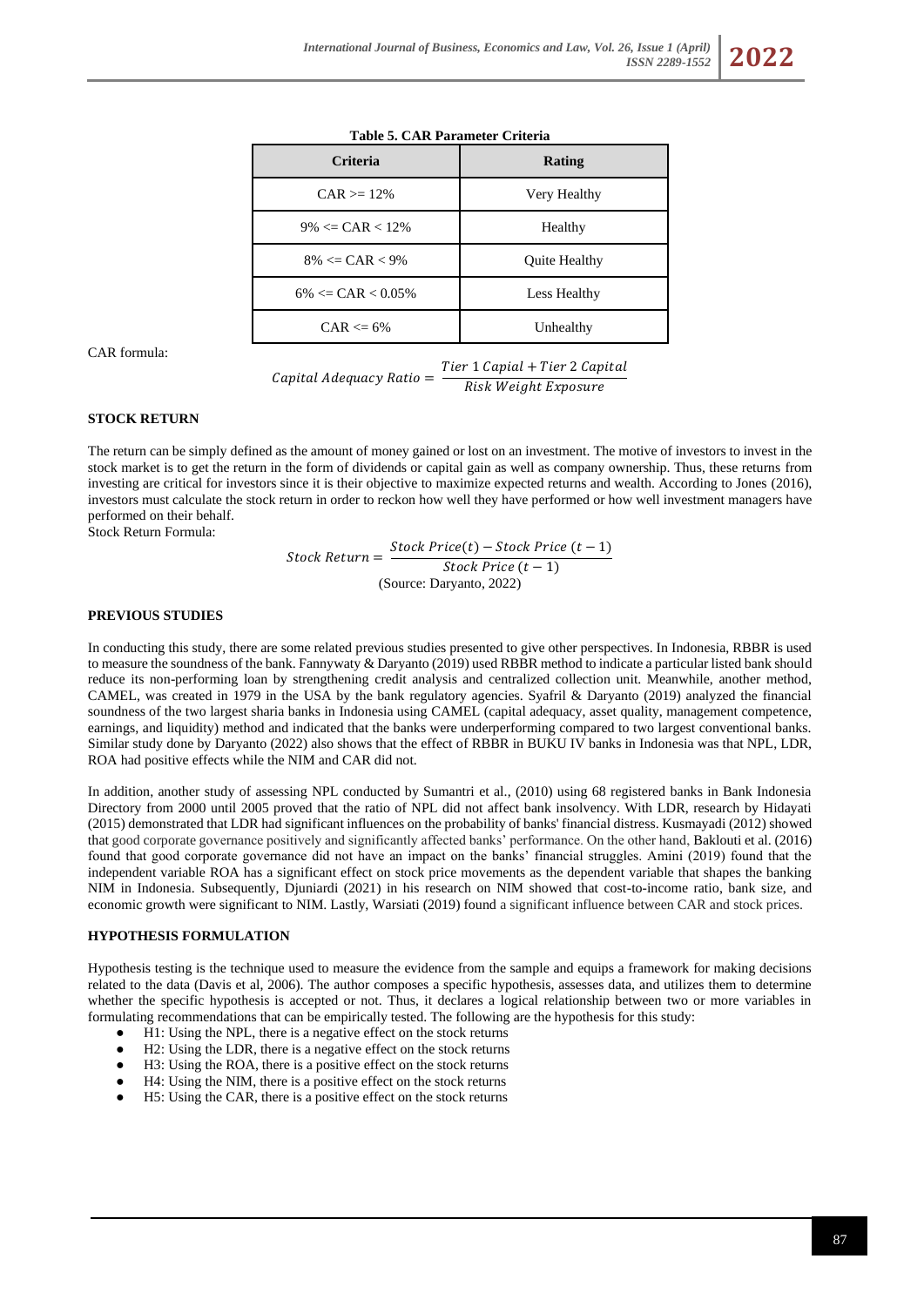**Table 5. CAR Parameter Criteria**

| Criteria | Rating |
|---|---|
| CAR >= 12% | Very Healthy |
| 9% <= CAR < 12% | Healthy |
| 8% <= CAR < 9% | Quite Healthy |
| 6% <= CAR < 0.05% | Less Healthy |
| CAR <= 6% | Unhealthy |

CAR formula:

$$Capital\ Adequacy\ Ratio = \frac{Tier\ 1\ Capial + Tier\ 2\ Capital}{Risk\ Weight\ Exposure}$$

### STOCK RETURN

The return can be simply defined as the amount of money gained or lost on an investment. The motive of investors to invest in the stock market is to get the return in the form of dividends or capital gain as well as company ownership. Thus, these returns from investing are critical for investors since it is their objective to maximize expected returns and wealth. According to Jones (2016), investors must calculate the stock return in order to reckon how well they have performed or how well investment managers have performed on their behalf.

Stock Return Formula:

$$Stock\ Return = \frac{Stock\ Price(t) - Stock\ Price\ (t-1)}{Stock\ Price\ (t-1)}$$

(Source: Daryanto, 2022)

### PREVIOUS STUDIES

In conducting this study, there are some related previous studies presented to give other perspectives. In Indonesia, RBBR is used to measure the soundness of the bank. Fannywaty & Daryanto (2019) used RBBR method to indicate a particular listed bank should reduce its non-performing loan by strengthening credit analysis and centralized collection unit. Meanwhile, another method, CAMEL, was created in 1979 in the USA by the bank regulatory agencies. Syafril & Daryanto (2019) analyzed the financial soundness of the two largest sharia banks in Indonesia using CAMEL (capital adequacy, asset quality, management competence, earnings, and liquidity) method and indicated that the banks were underperforming compared to two largest conventional banks. Similar study done by Daryanto (2022) also shows that the effect of RBBR in BUKU IV banks in Indonesia was that NPL, LDR, ROA had positive effects while the NIM and CAR did not.

In addition, another study of assessing NPL conducted by Sumantri et al., (2010) using 68 registered banks in Bank Indonesia Directory from 2000 until 2005 proved that the ratio of NPL did not affect bank insolvency. With LDR, research by Hidayati (2015) demonstrated that LDR had significant influences on the probability of banks' financial distress. Kusmayadi (2012) showed that good corporate governance positively and significantly affected banks' performance. On the other hand, Baklouti et al. (2016) found that good corporate governance did not have an impact on the banks' financial struggles. Amini (2019) found that the independent variable ROA has a significant effect on stock price movements as the dependent variable that shapes the banking NIM in Indonesia. Subsequently, Djuniardi (2021) in his research on NIM showed that cost-to-income ratio, bank size, and economic growth were significant to NIM. Lastly, Warsiati (2019) found a significant influence between CAR and stock prices.

### HYPOTHESIS FORMULATION

Hypothesis testing is the technique used to measure the evidence from the sample and equips a framework for making decisions related to the data (Davis et al, 2006). The author composes a specific hypothesis, assesses data, and utilizes them to determine whether the specific hypothesis is accepted or not. Thus, it declares a logical relationship between two or more variables in formulating recommendations that can be empirically tested. The following are the hypothesis for this study:

- H1: Using the NPL, there is a negative effect on the stock returns
- H2: Using the LDR, there is a negative effect on the stock returns
- H3: Using the ROA, there is a positive effect on the stock returns
- H4: Using the NIM, there is a positive effect on the stock returns
- H5: Using the CAR, there is a positive effect on the stock returns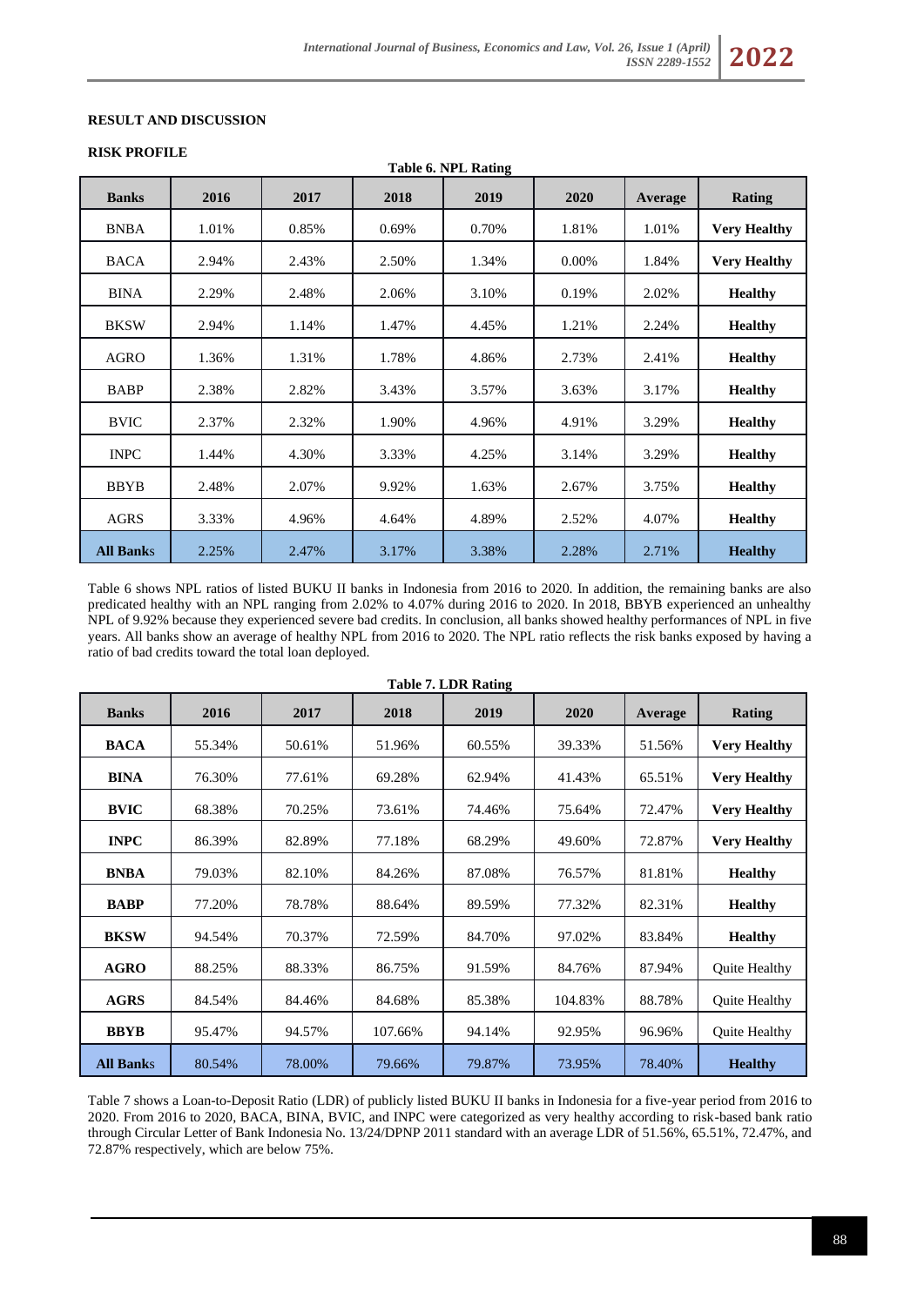## RESULT AND DISCUSSION

### RISK PROFILE

**Table 6. NPL Rating**

| **Banks** | **2016** | **2017** | **2018** | **2019** | **2020** | **Average** | **Rating** |
|---|---|---|---|---|---|---|---|
| BNBA | 1.01% | 0.85% | 0.69% | 0.70% | 1.81% | 1.01% | **Very Healthy** |
| BACA | 2.94% | 2.43% | 2.50% | 1.34% | 0.00% | 1.84% | **Very Healthy** |
| BINA | 2.29% | 2.48% | 2.06% | 3.10% | 0.19% | 2.02% | **Healthy** |
| BKSW | 2.94% | 1.14% | 1.47% | 4.45% | 1.21% | 2.24% | **Healthy** |
| AGRO | 1.36% | 1.31% | 1.78% | 4.86% | 2.73% | 2.41% | **Healthy** |
| BABP | 2.38% | 2.82% | 3.43% | 3.57% | 3.63% | 3.17% | **Healthy** |
| BVIC | 2.37% | 2.32% | 1.90% | 4.96% | 4.91% | 3.29% | **Healthy** |
| INPC | 1.44% | 4.30% | 3.33% | 4.25% | 3.14% | 3.29% | **Healthy** |
| BBYB | 2.48% | 2.07% | 9.92% | 1.63% | 2.67% | 3.75% | **Healthy** |
| AGRS | 3.33% | 4.96% | 4.64% | 4.89% | 2.52% | 4.07% | **Healthy** |
| **All Banks** | 2.25% | 2.47% | 3.17% | 3.38% | 2.28% | 2.71% | **Healthy** |

Table 6 shows NPL ratios of listed BUKU II banks in Indonesia from 2016 to 2020. In addition, the remaining banks are also predicated healthy with an NPL ranging from 2.02% to 4.07% during 2016 to 2020. In 2018, BBYB experienced an unhealthy NPL of 9.92% because they experienced severe bad credits. In conclusion, all banks showed healthy performances of NPL in five years. All banks show an average of healthy NPL from 2016 to 2020. The NPL ratio reflects the risk banks exposed by having a ratio of bad credits toward the total loan deployed.

**Table 7. LDR Rating**

| **Banks** | **2016** | **2017** | **2018** | **2019** | **2020** | **Average** | **Rating** |
|---|---|---|---|---|---|---|---|
| **BACA** | 55.34% | 50.61% | 51.96% | 60.55% | 39.33% | 51.56% | **Very Healthy** |
| **BINA** | 76.30% | 77.61% | 69.28% | 62.94% | 41.43% | 65.51% | **Very Healthy** |
| **BVIC** | 68.38% | 70.25% | 73.61% | 74.46% | 75.64% | 72.47% | **Very Healthy** |
| **INPC** | 86.39% | 82.89% | 77.18% | 68.29% | 49.60% | 72.87% | **Very Healthy** |
| **BNBA** | 79.03% | 82.10% | 84.26% | 87.08% | 76.57% | 81.81% | **Healthy** |
| **BABP** | 77.20% | 78.78% | 88.64% | 89.59% | 77.32% | 82.31% | **Healthy** |
| **BKSW** | 94.54% | 70.37% | 72.59% | 84.70% | 97.02% | 83.84% | **Healthy** |
| **AGRO** | 88.25% | 88.33% | 86.75% | 91.59% | 84.76% | 87.94% | Quite Healthy |
| **AGRS** | 84.54% | 84.46% | 84.68% | 85.38% | 104.83% | 88.78% | Quite Healthy |
| **BBYB** | 95.47% | 94.57% | 107.66% | 94.14% | 92.95% | 96.96% | Quite Healthy |
| **All Banks** | 80.54% | 78.00% | 79.66% | 79.87% | 73.95% | 78.40% | **Healthy** |

Table 7 shows a Loan-to-Deposit Ratio (LDR) of publicly listed BUKU II banks in Indonesia for a five-year period from 2016 to 2020. From 2016 to 2020, BACA, BINA, BVIC, and INPC were categorized as very healthy according to risk-based bank ratio through Circular Letter of Bank Indonesia No. 13/24/DPNP 2011 standard with an average LDR of 51.56%, 65.51%, 72.47%, and 72.87% respectively, which are below 75%.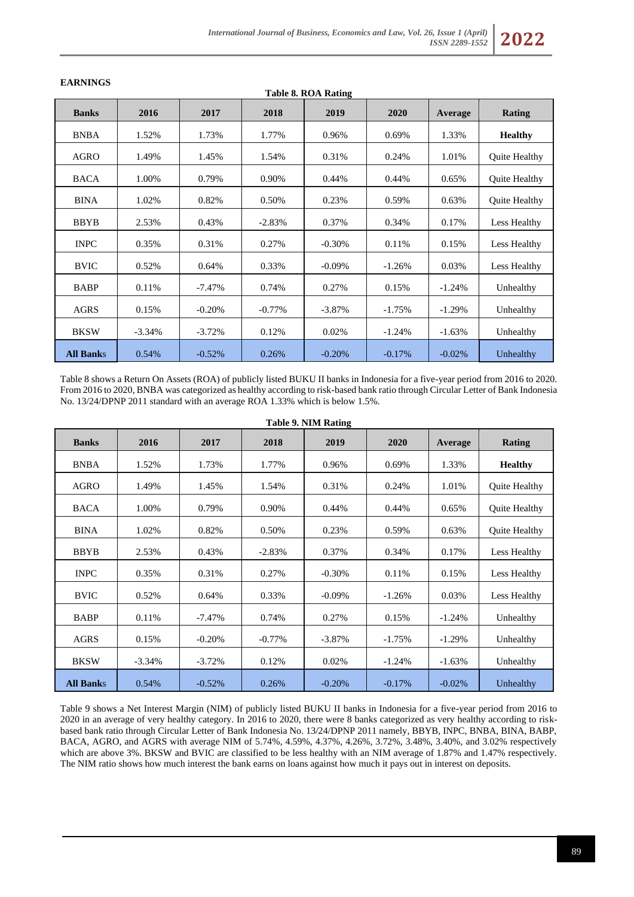## EARNINGS

**Table 8. ROA Rating**

| Banks | 2016 | 2017 | 2018 | 2019 | 2020 | Average | Rating |
|---|---|---|---|---|---|---|---|
| BNBA | 1.52% | 1.73% | 1.77% | 0.96% | 0.69% | 1.33% | **Healthy** |
| AGRO | 1.49% | 1.45% | 1.54% | 0.31% | 0.24% | 1.01% | Quite Healthy |
| BACA | 1.00% | 0.79% | 0.90% | 0.44% | 0.44% | 0.65% | Quite Healthy |
| BINA | 1.02% | 0.82% | 0.50% | 0.23% | 0.59% | 0.63% | Quite Healthy |
| BBYB | 2.53% | 0.43% | -2.83% | 0.37% | 0.34% | 0.17% | Less Healthy |
| INPC | 0.35% | 0.31% | 0.27% | -0.30% | 0.11% | 0.15% | Less Healthy |
| BVIC | 0.52% | 0.64% | 0.33% | -0.09% | -1.26% | 0.03% | Less Healthy |
| BABP | 0.11% | -7.47% | 0.74% | 0.27% | 0.15% | -1.24% | Unhealthy |
| AGRS | 0.15% | -0.20% | -0.77% | -3.87% | -1.75% | -1.29% | Unhealthy |
| BKSW | -3.34% | -3.72% | 0.12% | 0.02% | -1.24% | -1.63% | Unhealthy |
| **All Banks** | 0.54% | -0.52% | 0.26% | -0.20% | -0.17% | -0.02% | Unhealthy |

Table 8 shows a Return On Assets (ROA) of publicly listed BUKU II banks in Indonesia for a five-year period from 2016 to 2020. From 2016 to 2020, BNBA was categorized as healthy according to risk-based bank ratio through Circular Letter of Bank Indonesia No. 13/24/DPNP 2011 standard with an average ROA 1.33% which is below 1.5%.

**Table 9. NIM Rating**

| Banks | 2016 | 2017 | 2018 | 2019 | 2020 | Average | Rating |
|---|---|---|---|---|---|---|---|
| BNBA | 1.52% | 1.73% | 1.77% | 0.96% | 0.69% | 1.33% | **Healthy** |
| AGRO | 1.49% | 1.45% | 1.54% | 0.31% | 0.24% | 1.01% | Quite Healthy |
| BACA | 1.00% | 0.79% | 0.90% | 0.44% | 0.44% | 0.65% | Quite Healthy |
| BINA | 1.02% | 0.82% | 0.50% | 0.23% | 0.59% | 0.63% | Quite Healthy |
| BBYB | 2.53% | 0.43% | -2.83% | 0.37% | 0.34% | 0.17% | Less Healthy |
| INPC | 0.35% | 0.31% | 0.27% | -0.30% | 0.11% | 0.15% | Less Healthy |
| BVIC | 0.52% | 0.64% | 0.33% | -0.09% | -1.26% | 0.03% | Less Healthy |
| BABP | 0.11% | -7.47% | 0.74% | 0.27% | 0.15% | -1.24% | Unhealthy |
| AGRS | 0.15% | -0.20% | -0.77% | -3.87% | -1.75% | -1.29% | Unhealthy |
| BKSW | -3.34% | -3.72% | 0.12% | 0.02% | -1.24% | -1.63% | Unhealthy |
| **All Banks** | 0.54% | -0.52% | 0.26% | -0.20% | -0.17% | -0.02% | Unhealthy |

Table 9 shows a Net Interest Margin (NIM) of publicly listed BUKU II banks in Indonesia for a five-year period from 2016 to 2020 in an average of very healthy category. In 2016 to 2020, there were 8 banks categorized as very healthy according to risk-based bank ratio through Circular Letter of Bank Indonesia No. 13/24/DPNP 2011 namely, BBYB, INPC, BNBA, BINA, BABP, BACA, AGRO, and AGRS with average NIM of 5.74%, 4.59%, 4.37%, 4.26%, 3.72%, 3.48%, 3.40%, and 3.02% respectively which are above 3%. BKSW and BVIC are classified to be less healthy with an NIM average of 1.87% and 1.47% respectively. The NIM ratio shows how much interest the bank earns on loans against how much it pays out in interest on deposits.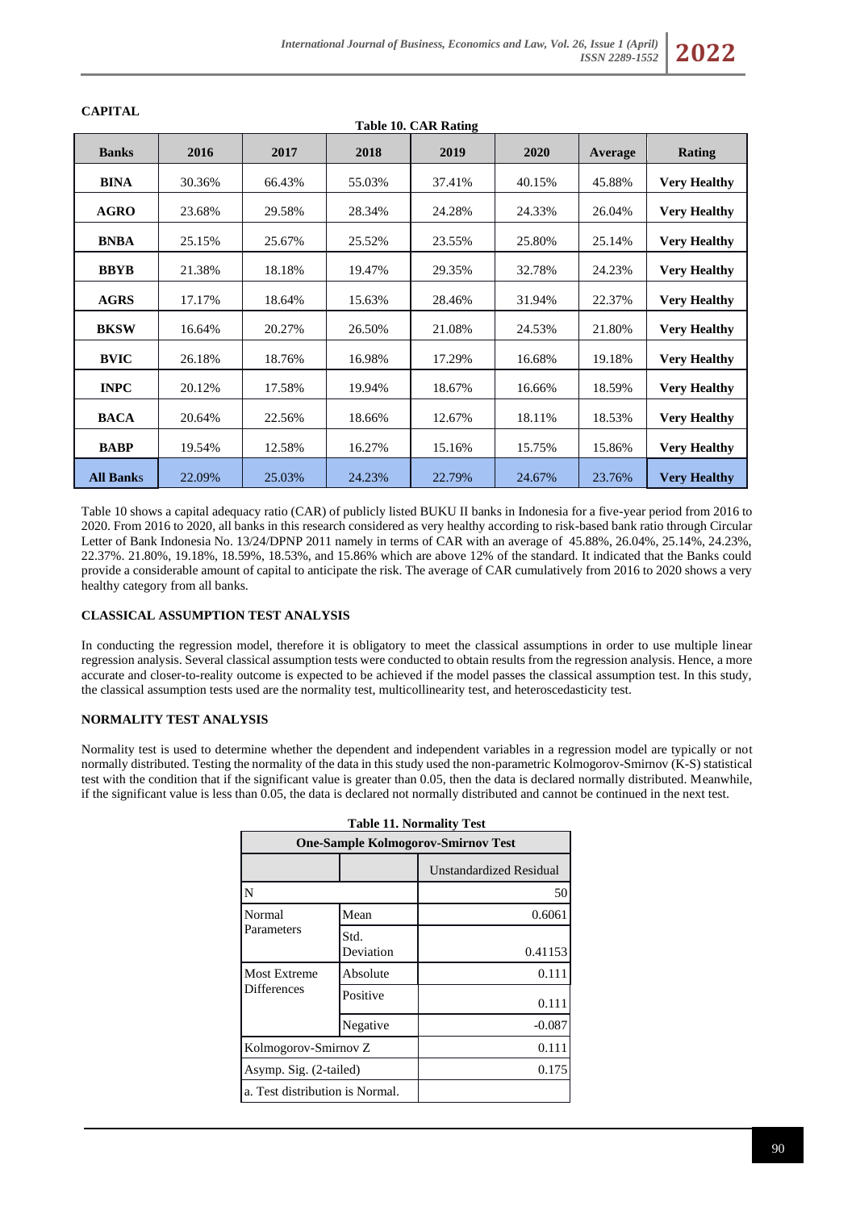**CAPITAL**

**Table 10. CAR Rating**

| **Banks** | **2016** | **2017** | **2018** | **2019** | **2020** | **Average** | **Rating** |
|---|---|---|---|---|---|---|---|
| **BINA** | 30.36% | 66.43% | 55.03% | 37.41% | 40.15% | 45.88% | **Very Healthy** |
| **AGRO** | 23.68% | 29.58% | 28.34% | 24.28% | 24.33% | 26.04% | **Very Healthy** |
| **BNBA** | 25.15% | 25.67% | 25.52% | 23.55% | 25.80% | 25.14% | **Very Healthy** |
| **BBYB** | 21.38% | 18.18% | 19.47% | 29.35% | 32.78% | 24.23% | **Very Healthy** |
| **AGRS** | 17.17% | 18.64% | 15.63% | 28.46% | 31.94% | 22.37% | **Very Healthy** |
| **BKSW** | 16.64% | 20.27% | 26.50% | 21.08% | 24.53% | 21.80% | **Very Healthy** |
| **BVIC** | 26.18% | 18.76% | 16.98% | 17.29% | 16.68% | 19.18% | **Very Healthy** |
| **INPC** | 20.12% | 17.58% | 19.94% | 18.67% | 16.66% | 18.59% | **Very Healthy** |
| **BACA** | 20.64% | 22.56% | 18.66% | 12.67% | 18.11% | 18.53% | **Very Healthy** |
| **BABP** | 19.54% | 12.58% | 16.27% | 15.16% | 15.75% | 15.86% | **Very Healthy** |
| **All Banks** | 22.09% | 25.03% | 24.23% | 22.79% | 24.67% | 23.76% | **Very Healthy** |

Table 10 shows a capital adequacy ratio (CAR) of publicly listed BUKU II banks in Indonesia for a five-year period from 2016 to 2020. From 2016 to 2020, all banks in this research considered as very healthy according to risk-based bank ratio through Circular Letter of Bank Indonesia No. 13/24/DPNP 2011 namely in terms of CAR with an average of 45.88%, 26.04%, 25.14%, 24.23%, 22.37%. 21.80%, 19.18%, 18.59%, 18.53%, and 15.86% which are above 12% of the standard. It indicated that the Banks could provide a considerable amount of capital to anticipate the risk. The average of CAR cumulatively from 2016 to 2020 shows a very healthy category from all banks.

**CLASSICAL ASSUMPTION TEST ANALYSIS**

In conducting the regression model, therefore it is obligatory to meet the classical assumptions in order to use multiple linear regression analysis. Several classical assumption tests were conducted to obtain results from the regression analysis. Hence, a more accurate and closer-to-reality outcome is expected to be achieved if the model passes the classical assumption test. In this study, the classical assumption tests used are the normality test, multicollinearity test, and heteroscedasticity test.

**NORMALITY TEST ANALYSIS**

Normality test is used to determine whether the dependent and independent variables in a regression model are typically or not normally distributed. Testing the normality of the data in this study used the non-parametric Kolmogorov-Smirnov (K-S) statistical test with the condition that if the significant value is greater than 0.05, then the data is declared normally distributed. Meanwhile, if the significant value is less than 0.05, the data is declared not normally distributed and cannot be continued in the next test.

**Table 11. Normality Test**

| **One-Sample Kolmogorov-Smirnov Test** | | |
|---|---|---|
| | | Unstandardized Residual |
| N | | 50 |
| Normal Parameters | Mean | 0.6061 |
| | Std. Deviation | 0.41153 |
| Most Extreme Differences | Absolute | 0.111 |
| | Positive | 0.111 |
| | Negative | -0.087 |
| Kolmogorov-Smirnov Z | | 0.111 |
| Asymp. Sig. (2-tailed) | | 0.175 |
| a. Test distribution is Normal. | | |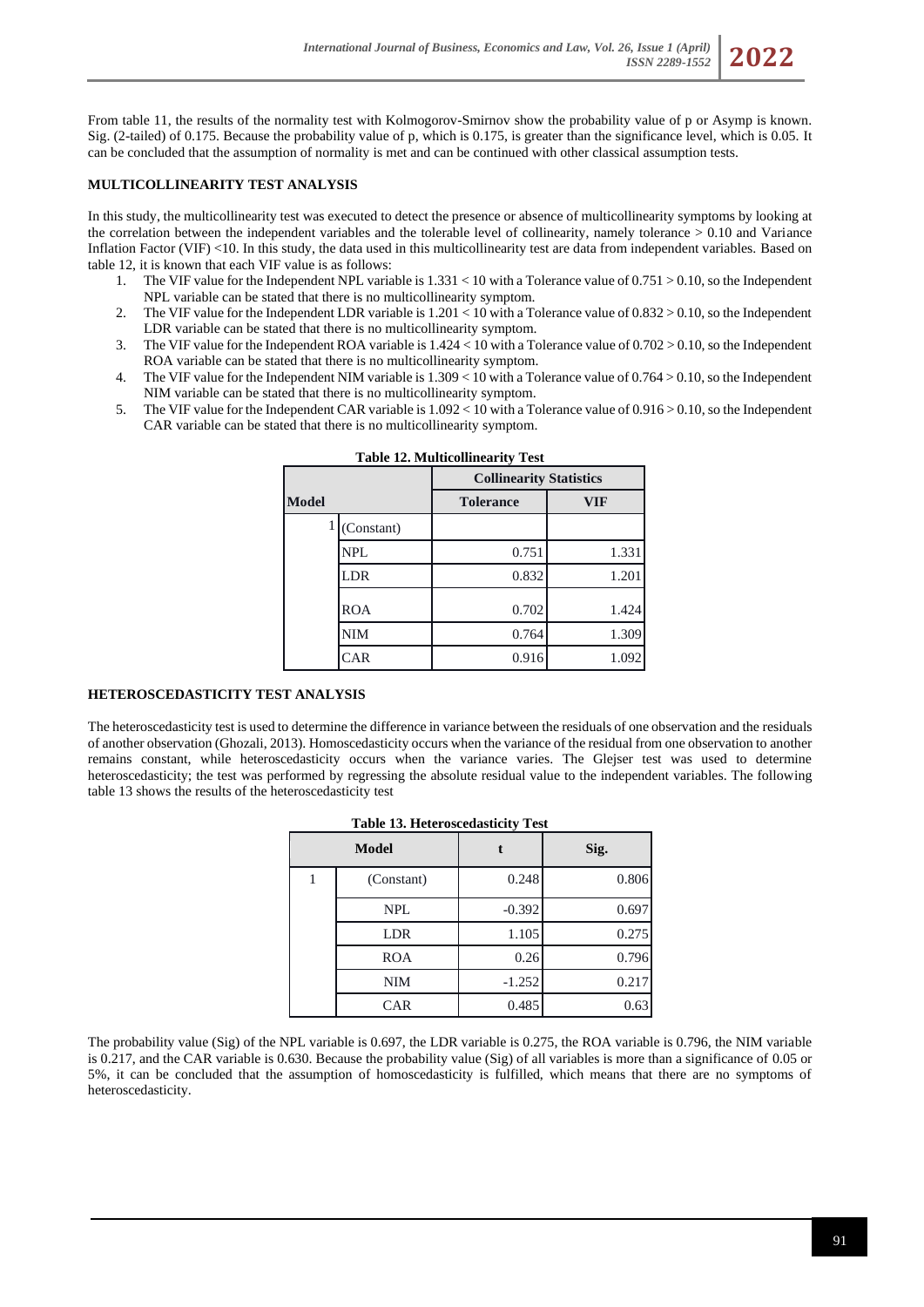From table 11, the results of the normality test with Kolmogorov-Smirnov show the probability value of p or Asymp is known. Sig. (2-tailed) of 0.175. Because the probability value of p, which is 0.175, is greater than the significance level, which is 0.05. It can be concluded that the assumption of normality is met and can be continued with other classical assumption tests.

## MULTICOLLINEARITY TEST ANALYSIS

In this study, the multicollinearity test was executed to detect the presence or absence of multicollinearity symptoms by looking at the correlation between the independent variables and the tolerable level of collinearity, namely tolerance > 0.10 and Variance Inflation Factor (VIF) <10. In this study, the data used in this multicollinearity test are data from independent variables. Based on table 12, it is known that each VIF value is as follows:

1. The VIF value for the Independent NPL variable is 1.331 < 10 with a Tolerance value of 0.751 > 0.10, so the Independent NPL variable can be stated that there is no multicollinearity symptom.
2. The VIF value for the Independent LDR variable is 1.201 < 10 with a Tolerance value of 0.832 > 0.10, so the Independent LDR variable can be stated that there is no multicollinearity symptom.
3. The VIF value for the Independent ROA variable is 1.424 < 10 with a Tolerance value of 0.702 > 0.10, so the Independent ROA variable can be stated that there is no multicollinearity symptom.
4. The VIF value for the Independent NIM variable is 1.309 < 10 with a Tolerance value of 0.764 > 0.10, so the Independent NIM variable can be stated that there is no multicollinearity symptom.
5. The VIF value for the Independent CAR variable is 1.092 < 10 with a Tolerance value of 0.916 > 0.10, so the Independent CAR variable can be stated that there is no multicollinearity symptom.

**Table 12. Multicollinearity Test**

| Model | | Collinearity Statistics | |
|---|---|---|---|
| | | Tolerance | VIF |
| 1 | (Constant) | | |
| | NPL | 0.751 | 1.331 |
| | LDR | 0.832 | 1.201 |
| | ROA | 0.702 | 1.424 |
| | NIM | 0.764 | 1.309 |
| | CAR | 0.916 | 1.092 |

## HETEROSCEDASTICITY TEST ANALYSIS

The heteroscedasticity test is used to determine the difference in variance between the residuals of one observation and the residuals of another observation (Ghozali, 2013). Homoscedasticity occurs when the variance of the residual from one observation to another remains constant, while heteroscedasticity occurs when the variance varies. The Glejser test was used to determine heteroscedasticity; the test was performed by regressing the absolute residual value to the independent variables. The following table 13 shows the results of the heteroscedasticity test

**Table 13. Heteroscedasticity Test**

| Model | | t | Sig. |
|---|---|---|---|
| 1 | (Constant) | 0.248 | 0.806 |
| | NPL | -0.392 | 0.697 |
| | LDR | 1.105 | 0.275 |
| | ROA | 0.26 | 0.796 |
| | NIM | -1.252 | 0.217 |
| | CAR | 0.485 | 0.63 |

The probability value (Sig) of the NPL variable is 0.697, the LDR variable is 0.275, the ROA variable is 0.796, the NIM variable is 0.217, and the CAR variable is 0.630. Because the probability value (Sig) of all variables is more than a significance of 0.05 or 5%, it can be concluded that the assumption of homoscedasticity is fulfilled, which means that there are no symptoms of heteroscedasticity.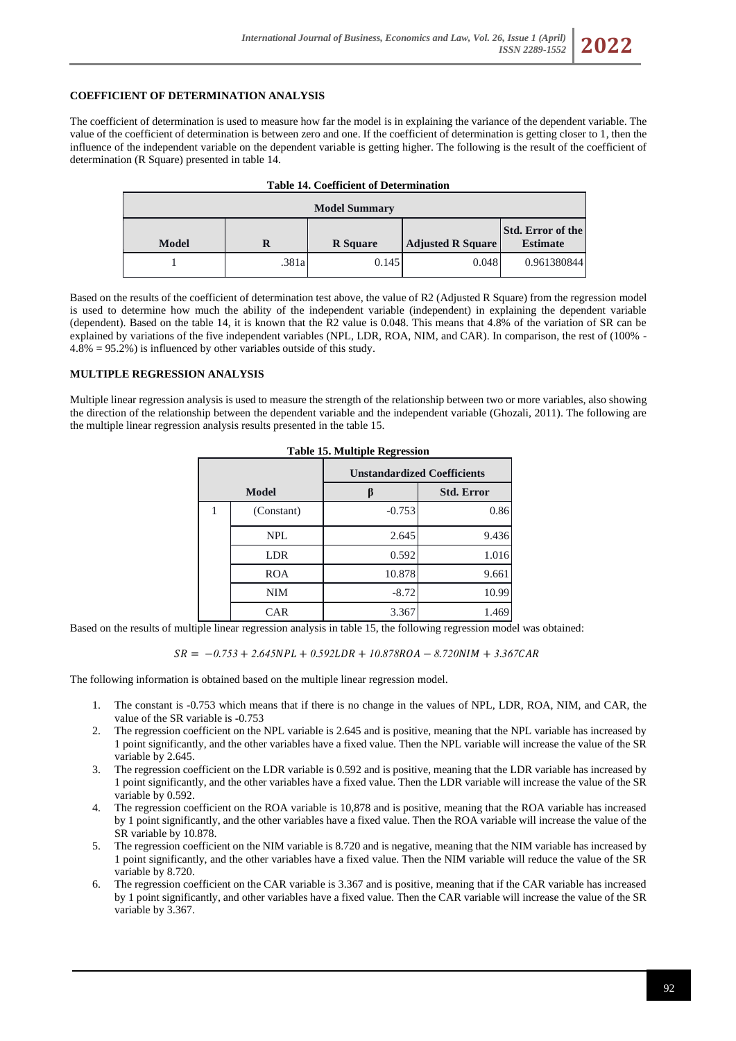## COEFFICIENT OF DETERMINATION ANALYSIS

The coefficient of determination is used to measure how far the model is in explaining the variance of the dependent variable. The value of the coefficient of determination is between zero and one. If the coefficient of determination is getting closer to 1, then the influence of the independent variable on the dependent variable is getting higher. The following is the result of the coefficient of determination (R Square) presented in table 14.

**Table 14. Coefficient of Determination**

| Model Summary | | | | |
|---|---|---|---|---|
| **Model** | **R** | **R Square** | **Adjusted R Square** | **Std. Error of the Estimate** |
| 1 | .381a | 0.145 | 0.048 | 0.961380844 |

Based on the results of the coefficient of determination test above, the value of R2 (Adjusted R Square) from the regression model is used to determine how much the ability of the independent variable (independent) in explaining the dependent variable (dependent). Based on the table 14, it is known that the R2 value is 0.048. This means that 4.8% of the variation of SR can be explained by variations of the five independent variables (NPL, LDR, ROA, NIM, and CAR). In comparison, the rest of (100% - 4.8% = 95.2%) is influenced by other variables outside of this study.

## MULTIPLE REGRESSION ANALYSIS

Multiple linear regression analysis is used to measure the strength of the relationship between two or more variables, also showing the direction of the relationship between the dependent variable and the independent variable (Ghozali, 2011). The following are the multiple linear regression analysis results presented in the table 15.

**Table 15. Multiple Regression**

| Model | | Unstandardized Coefficients | |
|---|---|---|---|
| | | **β** | **Std. Error** |
| 1 | (Constant) | -0.753 | 0.86 |
| | NPL | 2.645 | 9.436 |
| | LDR | 0.592 | 1.016 |
| | ROA | 10.878 | 9.661 |
| | NIM | -8.72 | 10.99 |
| | CAR | 3.367 | 1.469 |

Based on the results of multiple linear regression analysis in table 15, the following regression model was obtained:

$$SR = -0.753 + 2.645NPL + 0.592LDR + 10.878ROA - 8.720NIM + 3.367CAR$$

The following information is obtained based on the multiple linear regression model.

1. The constant is -0.753 which means that if there is no change in the values of NPL, LDR, ROA, NIM, and CAR, the value of the SR variable is -0.753
2. The regression coefficient on the NPL variable is 2.645 and is positive, meaning that the NPL variable has increased by 1 point significantly, and the other variables have a fixed value. Then the NPL variable will increase the value of the SR variable by 2.645.
3. The regression coefficient on the LDR variable is 0.592 and is positive, meaning that the LDR variable has increased by 1 point significantly, and the other variables have a fixed value. Then the LDR variable will increase the value of the SR variable by 0.592.
4. The regression coefficient on the ROA variable is 10,878 and is positive, meaning that the ROA variable has increased by 1 point significantly, and the other variables have a fixed value. Then the ROA variable will increase the value of the SR variable by 10.878.
5. The regression coefficient on the NIM variable is 8.720 and is negative, meaning that the NIM variable has increased by 1 point significantly, and the other variables have a fixed value. Then the NIM variable will reduce the value of the SR variable by 8.720.
6. The regression coefficient on the CAR variable is 3.367 and is positive, meaning that if the CAR variable has increased by 1 point significantly, and other variables have a fixed value. Then the CAR variable will increase the value of the SR variable by 3.367.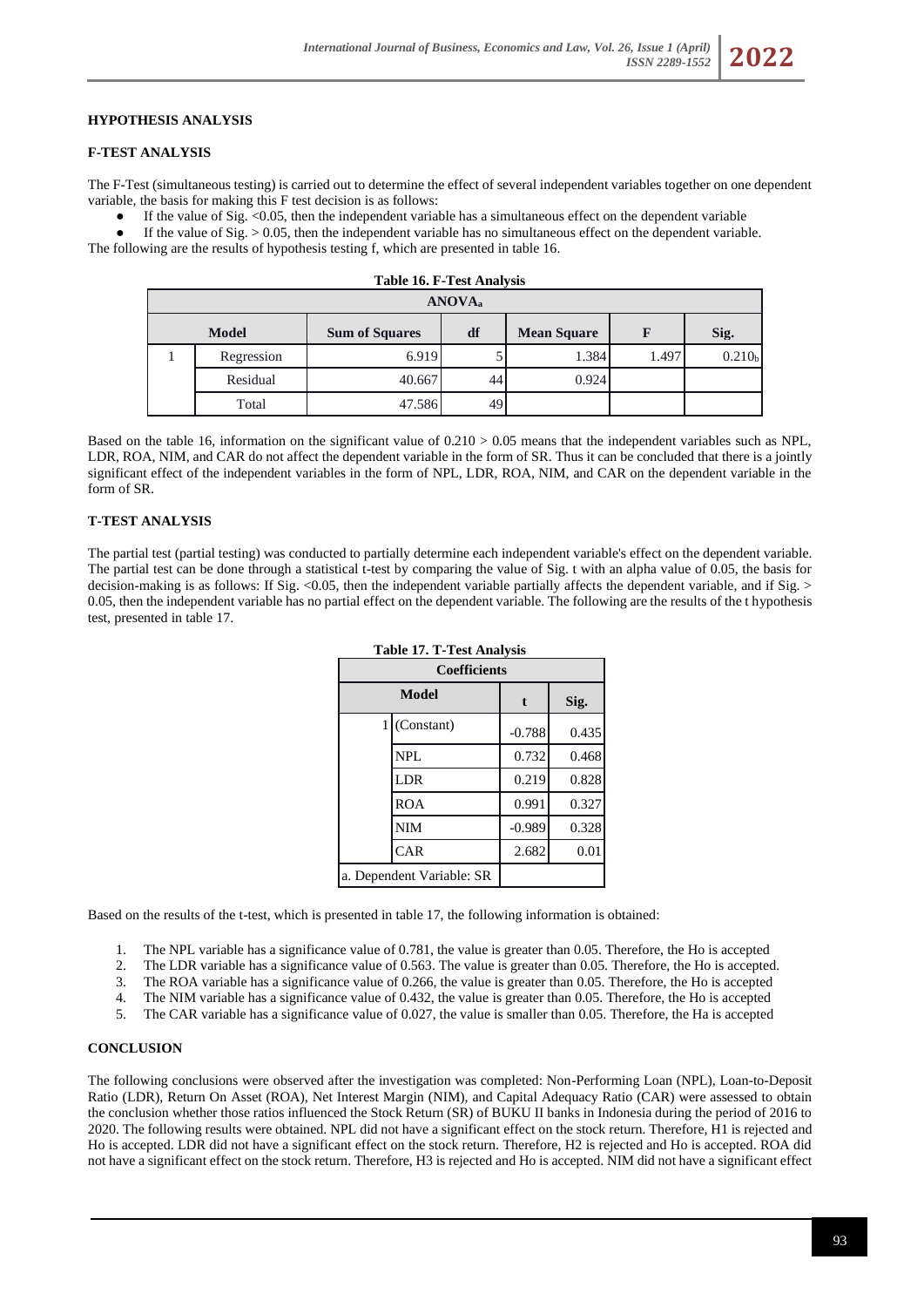## HYPOTHESIS ANALYSIS

### F-TEST ANALYSIS

The F-Test (simultaneous testing) is carried out to determine the effect of several independent variables together on one dependent variable, the basis for making this F test decision is as follows:

- If the value of Sig. <0.05, then the independent variable has a simultaneous effect on the dependent variable
- If the value of Sig. > 0.05, then the independent variable has no simultaneous effect on the dependent variable.

The following are the results of hypothesis testing f, which are presented in table 16.

**Table 16. F-Test Analysis**

| ANOVA$_a$ | | | | | | |
|---|---|---|---|---|---|---|
| **Model** | | **Sum of Squares** | **df** | **Mean Square** | **F** | **Sig.** |
| 1 | Regression | 6.919 | 5 | 1.384 | 1.497 | 0.210$_b$ |
| | Residual | 40.667 | 44 | 0.924 | | |
| | Total | 47.586 | 49 | | | |

Based on the table 16, information on the significant value of 0.210 > 0.05 means that the independent variables such as NPL, LDR, ROA, NIM, and CAR do not affect the dependent variable in the form of SR. Thus it can be concluded that there is a jointly significant effect of the independent variables in the form of NPL, LDR, ROA, NIM, and CAR on the dependent variable in the form of SR.

### T-TEST ANALYSIS

The partial test (partial testing) was conducted to partially determine each independent variable's effect on the dependent variable. The partial test can be done through a statistical t-test by comparing the value of Sig. t with an alpha value of 0.05, the basis for decision-making is as follows: If Sig. <0.05, then the independent variable partially affects the dependent variable, and if Sig. > 0.05, then the independent variable has no partial effect on the dependent variable. The following are the results of the t hypothesis test, presented in table 17.

**Table 17. T-Test Analysis**

| Coefficients | | | |
|---|---|---|---|
| **Model** | | **t** | **Sig.** |
| 1 | (Constant) | -0.788 | 0.435 |
| | NPL | 0.732 | 0.468 |
| | LDR | 0.219 | 0.828 |
| | ROA | 0.991 | 0.327 |
| | NIM | -0.989 | 0.328 |
| | CAR | 2.682 | 0.01 |
| a. Dependent Variable: SR | | | |

Based on the results of the t-test, which is presented in table 17, the following information is obtained:

1. The NPL variable has a significance value of 0.781, the value is greater than 0.05. Therefore, the Ho is accepted
2. The LDR variable has a significance value of 0.563. The value is greater than 0.05. Therefore, the Ho is accepted.
3. The ROA variable has a significance value of 0.266, the value is greater than 0.05. Therefore, the Ho is accepted
4. The NIM variable has a significance value of 0.432, the value is greater than 0.05. Therefore, the Ho is accepted
5. The CAR variable has a significance value of 0.027, the value is smaller than 0.05. Therefore, the Ha is accepted

## CONCLUSION

The following conclusions were observed after the investigation was completed: Non-Performing Loan (NPL), Loan-to-Deposit Ratio (LDR), Return On Asset (ROA), Net Interest Margin (NIM), and Capital Adequacy Ratio (CAR) were assessed to obtain the conclusion whether those ratios influenced the Stock Return (SR) of BUKU II banks in Indonesia during the period of 2016 to 2020. The following results were obtained. NPL did not have a significant effect on the stock return. Therefore, H1 is rejected and Ho is accepted. LDR did not have a significant effect on the stock return. Therefore, H2 is rejected and Ho is accepted. ROA did not have a significant effect on the stock return. Therefore, H3 is rejected and Ho is accepted. NIM did not have a significant effect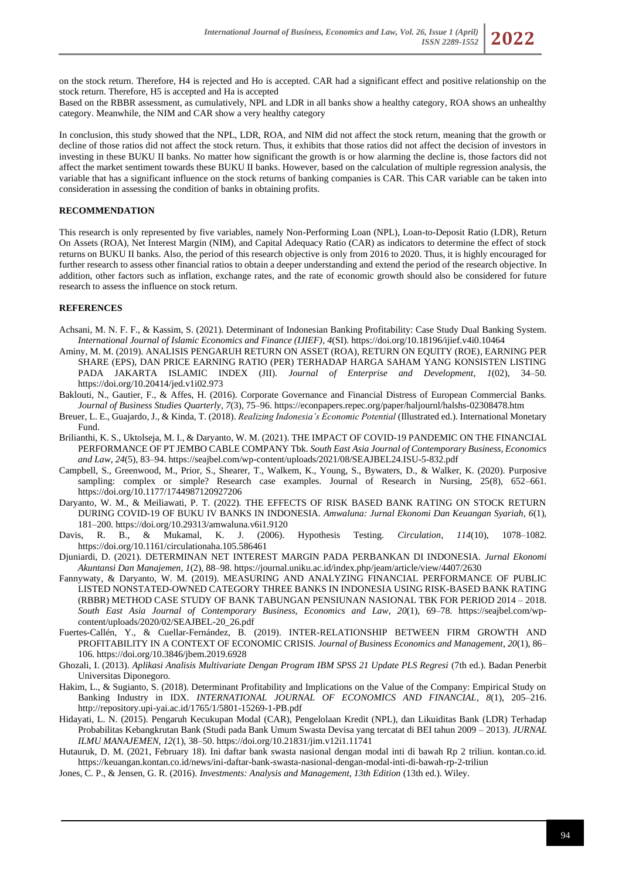on the stock return. Therefore, H4 is rejected and Ho is accepted. CAR had a significant effect and positive relationship on the stock return. Therefore, H5 is accepted and Ha is accepted

Based on the RBBR assessment, as cumulatively, NPL and LDR in all banks show a healthy category, ROA shows an unhealthy category. Meanwhile, the NIM and CAR show a very healthy category

In conclusion, this study showed that the NPL, LDR, ROA, and NIM did not affect the stock return, meaning that the growth or decline of those ratios did not affect the stock return. Thus, it exhibits that those ratios did not affect the decision of investors in investing in these BUKU II banks. No matter how significant the growth is or how alarming the decline is, those factors did not affect the market sentiment towards these BUKU II banks. However, based on the calculation of multiple regression analysis, the variable that has a significant influence on the stock returns of banking companies is CAR. This CAR variable can be taken into consideration in assessing the condition of banks in obtaining profits.

## RECOMMENDATION

This research is only represented by five variables, namely Non-Performing Loan (NPL), Loan-to-Deposit Ratio (LDR), Return On Assets (ROA), Net Interest Margin (NIM), and Capital Adequacy Ratio (CAR) as indicators to determine the effect of stock returns on BUKU II banks. Also, the period of this research objective is only from 2016 to 2020. Thus, it is highly encouraged for further research to assess other financial ratios to obtain a deeper understanding and extend the period of the research objective. In addition, other factors such as inflation, exchange rates, and the rate of economic growth should also be considered for future research to assess the influence on stock return.

## REFERENCES

Achsani, M. N. F. F., & Kassim, S. (2021). Determinant of Indonesian Banking Profitability: Case Study Dual Banking System. *International Journal of Islamic Economics and Finance (IJIEF)*, *4*(SI). https://doi.org/10.18196/ijief.v4i0.10464

Aminy, M. M. (2019). ANALISIS PENGARUH RETURN ON ASSET (ROA), RETURN ON EQUITY (ROE), EARNING PER SHARE (EPS), DAN PRICE EARNING RATIO (PER) TERHADAP HARGA SAHAM YANG KONSISTEN LISTING PADA JAKARTA ISLAMIC INDEX (JII). *Journal of Enterprise and Development*, *1*(02), 34–50. https://doi.org/10.20414/jed.v1i02.973

Baklouti, N., Gautier, F., & Affes, H. (2016). Corporate Governance and Financial Distress of European Commercial Banks. *Journal of Business Studies Quarterly*, *7*(3), 75–96. https://econpapers.repec.org/paper/haljournl/halshs-02308478.htm

Breuer, L. E., Guajardo, J., & Kinda, T. (2018). *Realizing Indonesia's Economic Potential* (Illustrated ed.). International Monetary Fund.

Brilianthi, K. S., Uktolseja, M. I., & Daryanto, W. M. (2021). THE IMPACT OF COVID-19 PANDEMIC ON THE FINANCIAL PERFORMANCE OF PT JEMBO CABLE COMPANY Tbk. *South East Asia Journal of Contemporary Business, Economics and Law*, *24*(5), 83–94. https://seajbel.com/wp-content/uploads/2021/08/SEAJBEL24.ISU-5-832.pdf

Campbell, S., Greenwood, M., Prior, S., Shearer, T., Walkem, K., Young, S., Bywaters, D., & Walker, K. (2020). Purposive sampling: complex or simple? Research case examples. Journal of Research in Nursing, 25(8), 652–661. https://doi.org/10.1177/1744987120927206

Daryanto, W. M., & Meiliawati, P. T. (2022). THE EFFECTS OF RISK BASED BANK RATING ON STOCK RETURN DURING COVID-19 OF BUKU IV BANKS IN INDONESIA. *Amwaluna: Jurnal Ekonomi Dan Keuangan Syariah*, *6*(1), 181–200. https://doi.org/10.29313/amwaluna.v6i1.9120

Davis, R. B., & Mukamal, K. J. (2006). Hypothesis Testing. *Circulation*, *114*(10), 1078–1082. https://doi.org/10.1161/circulationaha.105.586461

Djuniardi, D. (2021). DETERMINAN NET INTEREST MARGIN PADA PERBANKAN DI INDONESIA. *Jurnal Ekonomi Akuntansi Dan Manajemen*, *1*(2), 88–98. https://journal.uniku.ac.id/index.php/jeam/article/view/4407/2630

Fannywaty, & Daryanto, W. M. (2019). MEASURING AND ANALYZING FINANCIAL PERFORMANCE OF PUBLIC LISTED NONSTATED-OWNED CATEGORY THREE BANKS IN INDONESIA USING RISK-BASED BANK RATING (RBBR) METHOD CASE STUDY OF BANK TABUNGAN PENSIUNAN NASIONAL TBK FOR PERIOD 2014 – 2018. *South East Asia Journal of Contemporary Business, Economics and Law*, *20*(1), 69–78. https://seajbel.com/wp-content/uploads/2020/02/SEAJBEL-20_26.pdf

Fuertes-Callén, Y., & Cuellar-Fernández, B. (2019). INTER-RELATIONSHIP BETWEEN FIRM GROWTH AND PROFITABILITY IN A CONTEXT OF ECONOMIC CRISIS. *Journal of Business Economics and Management*, *20*(1), 86–106. https://doi.org/10.3846/jbem.2019.6928

Ghozali, I. (2013). *Aplikasi Analisis Multivariate Dengan Program IBM SPSS 21 Update PLS Regresi* (7th ed.). Badan Penerbit Universitas Diponegoro.

Hakim, L., & Sugianto, S. (2018). Determinant Profitability and Implications on the Value of the Company: Empirical Study on Banking Industry in IDX. *INTERNATIONAL JOURNAL OF ECONOMICS AND FINANCIAL*, *8*(1), 205–216. http://repository.upi-yai.ac.id/1765/1/5801-15269-1-PB.pdf

Hidayati, L. N. (2015). Pengaruh Kecukupan Modal (CAR), Pengelolaan Kredit (NPL), dan Likuiditas Bank (LDR) Terhadap Probabilitas Kebangkrutan Bank (Studi pada Bank Umum Swasta Devisa yang tercatat di BEI tahun 2009 – 2013). *JURNAL ILMU MANAJEMEN*, *12*(1), 38–50. https://doi.org/10.21831/jim.v12i1.11741

Hutauruk, D. M. (2021, February 18). Ini daftar bank swasta nasional dengan modal inti di bawah Rp 2 triliun. kontan.co.id. https://keuangan.kontan.co.id/news/ini-daftar-bank-swasta-nasional-dengan-modal-inti-di-bawah-rp-2-triliun

Jones, C. P., & Jensen, G. R. (2016). *Investments: Analysis and Management, 13th Edition* (13th ed.). Wiley.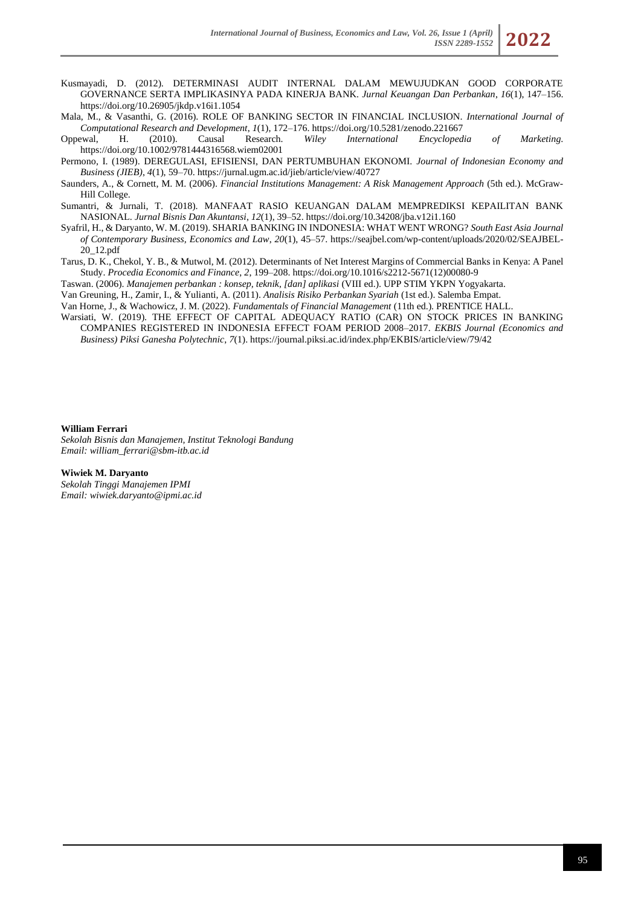Kusmayadi, D. (2012). DETERMINASI AUDIT INTERNAL DALAM MEWUJUDKAN GOOD CORPORATE GOVERNANCE SERTA IMPLIKASINYA PADA KINERJA BANK. *Jurnal Keuangan Dan Perbankan*, *16*(1), 147–156. https://doi.org/10.26905/jkdp.v16i1.1054

Mala, M., & Vasanthi, G. (2016). ROLE OF BANKING SECTOR IN FINANCIAL INCLUSION. *International Journal of Computational Research and Development*, *1*(1), 172–176. https://doi.org/10.5281/zenodo.221667

Oppewal, H. (2010). Causal Research. *Wiley International Encyclopedia of Marketing*. https://doi.org/10.1002/9781444316568.wiem02001

Permono, I. (1989). DEREGULASI, EFISIENSI, DAN PERTUMBUHAN EKONOMI. *Journal of Indonesian Economy and Business (JIEB)*, *4*(1), 59–70. https://jurnal.ugm.ac.id/jieb/article/view/40727

Saunders, A., & Cornett, M. M. (2006). *Financial Institutions Management: A Risk Management Approach* (5th ed.). McGraw-Hill College.

Sumantri, & Jurnali, T. (2018). MANFAAT RASIO KEUANGAN DALAM MEMPREDIKSI KEPAILITAN BANK NASIONAL. *Jurnal Bisnis Dan Akuntansi*, *12*(1), 39–52. https://doi.org/10.34208/jba.v12i1.160

Syafril, H., & Daryanto, W. M. (2019). SHARIA BANKING IN INDONESIA: WHAT WENT WRONG? *South East Asia Journal of Contemporary Business, Economics and Law*, *20*(1), 45–57. https://seajbel.com/wp-content/uploads/2020/02/SEAJBEL-20_12.pdf

Tarus, D. K., Chekol, Y. B., & Mutwol, M. (2012). Determinants of Net Interest Margins of Commercial Banks in Kenya: A Panel Study. *Procedia Economics and Finance*, *2*, 199–208. https://doi.org/10.1016/s2212-5671(12)00080-9

Taswan. (2006). *Manajemen perbankan : konsep, teknik, [dan] aplikasi* (VIII ed.). UPP STIM YKPN Yogyakarta.

Van Greuning, H., Zamir, I., & Yulianti, A. (2011). *Analisis Risiko Perbankan Syariah* (1st ed.). Salemba Empat.

Van Horne, J., & Wachowicz, J. M. (2022). *Fundamentals of Financial Management* (11th ed.). PRENTICE HALL.

Warsiati, W. (2019). THE EFFECT OF CAPITAL ADEQUACY RATIO (CAR) ON STOCK PRICES IN BANKING COMPANIES REGISTERED IN INDONESIA EFFECT FOAM PERIOD 2008–2017. *EKBIS Journal (Economics and Business) Piksi Ganesha Polytechnic*, *7*(1). https://journal.piksi.ac.id/index.php/EKBIS/article/view/79/42

**William Ferrari**
*Sekolah Bisnis dan Manajemen, Institut Teknologi Bandung*
*Email: william_ferrari@sbm-itb.ac.id*

**Wiwiek M. Daryanto**
*Sekolah Tinggi Manajemen IPMI*
*Email: wiwiek.daryanto@ipmi.ac.id*